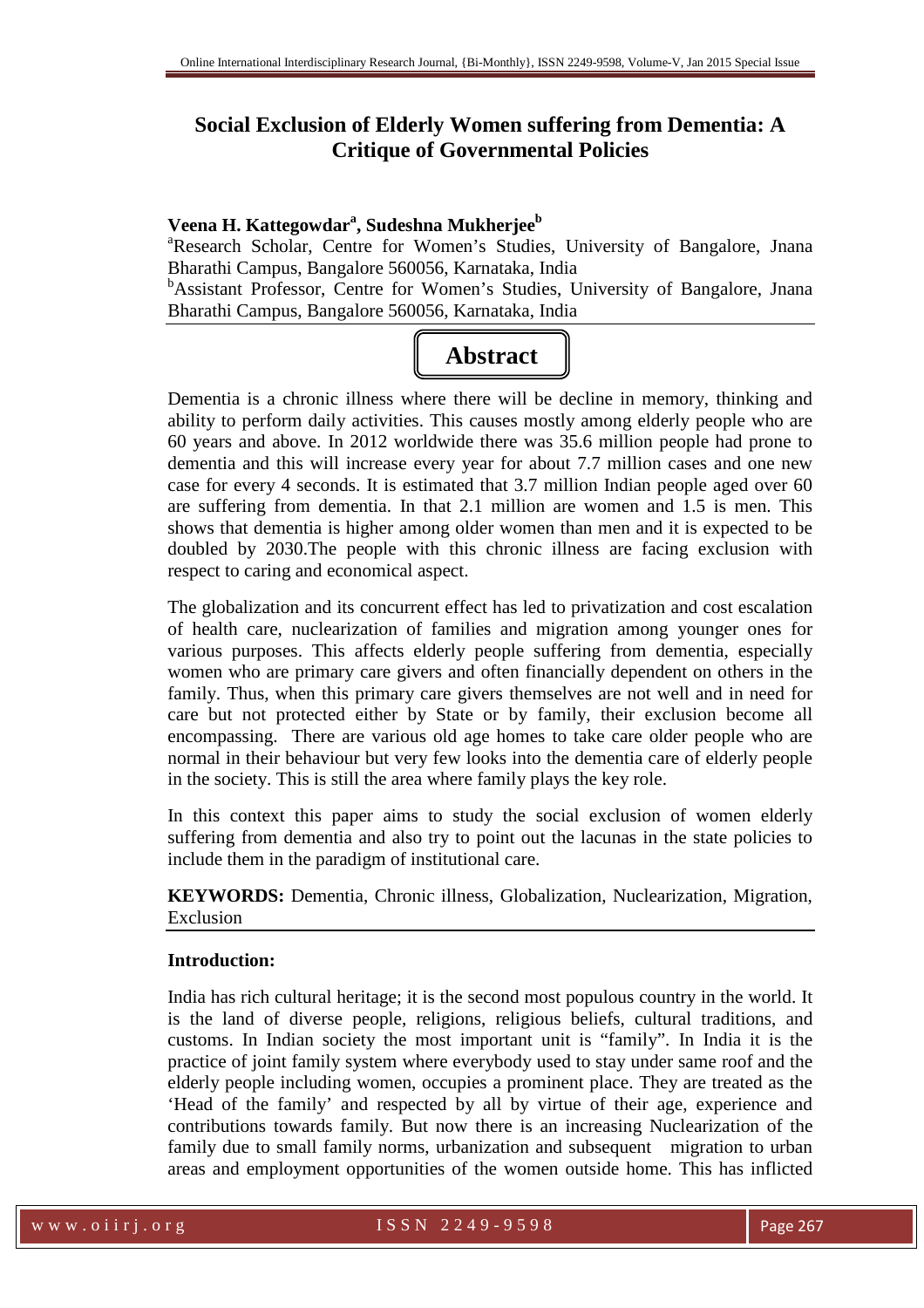# Social Exclusion of Elderly Women suffering from Dementia: A Critique of Governmental Policies

**Veena H. Kattegowdar[a], Sudeshna Mukherjee[b]**

[a]Research Scholar, Centre for Women's Studies, University of Bangalore, Jnana Bharathi Campus, Bangalore 560056, Karnataka, India

[b]Assistant Professor, Centre for Women's Studies, University of Bangalore, Jnana Bharathi Campus, Bangalore 560056, Karnataka, India

## Abstract

Dementia is a chronic illness where there will be decline in memory, thinking and ability to perform daily activities. This causes mostly among elderly people who are 60 years and above. In 2012 worldwide there was 35.6 million people had prone to dementia and this will increase every year for about 7.7 million cases and one new case for every 4 seconds. It is estimated that 3.7 million Indian people aged over 60 are suffering from dementia. In that 2.1 million are women and 1.5 is men. This shows that dementia is higher among older women than men and it is expected to be doubled by 2030.The people with this chronic illness are facing exclusion with respect to caring and economical aspect.

The globalization and its concurrent effect has led to privatization and cost escalation of health care, nuclearization of families and migration among younger ones for various purposes. This affects elderly people suffering from dementia, especially women who are primary care givers and often financially dependent on others in the family. Thus, when this primary care givers themselves are not well and in need for care but not protected either by State or by family, their exclusion become all encompassing. There are various old age homes to take care older people who are normal in their behaviour but very few looks into the dementia care of elderly people in the society. This is still the area where family plays the key role.

In this context this paper aims to study the social exclusion of women elderly suffering from dementia and also try to point out the lacunas in the state policies to include them in the paradigm of institutional care.

**KEYWORDS:** Dementia, Chronic illness, Globalization, Nuclearization, Migration, Exclusion

**Introduction:**

India has rich cultural heritage; it is the second most populous country in the world. It is the land of diverse people, religions, religious beliefs, cultural traditions, and customs. In Indian society the most important unit is "family". In India it is the practice of joint family system where everybody used to stay under same roof and the elderly people including women, occupies a prominent place. They are treated as the 'Head of the family' and respected by all by virtue of their age, experience and contributions towards family. But now there is an increasing Nuclearization of the family due to small family norms, urbanization and subsequent migration to urban areas and employment opportunities of the women outside home. This has inflicted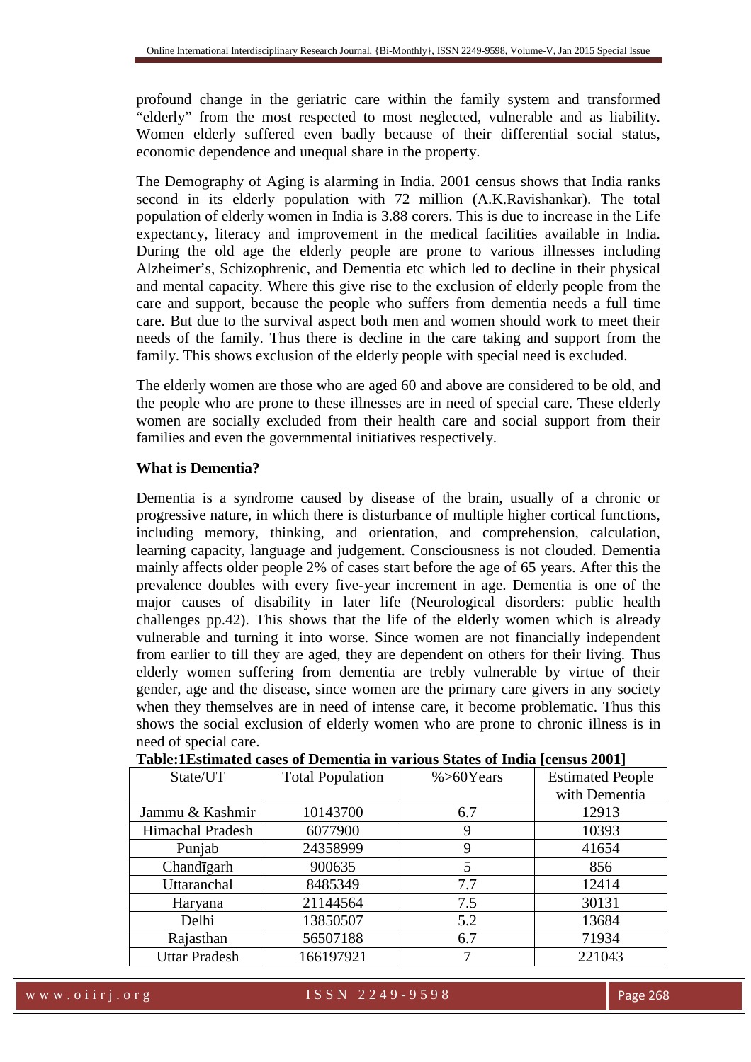profound change in the geriatric care within the family system and transformed "elderly" from the most respected to most neglected, vulnerable and as liability. Women elderly suffered even badly because of their differential social status, economic dependence and unequal share in the property.

The Demography of Aging is alarming in India. 2001 census shows that India ranks second in its elderly population with 72 million (A.K.Ravishankar). The total population of elderly women in India is 3.88 corers. This is due to increase in the Life expectancy, literacy and improvement in the medical facilities available in India. During the old age the elderly people are prone to various illnesses including Alzheimer's, Schizophrenic, and Dementia etc which led to decline in their physical and mental capacity. Where this give rise to the exclusion of elderly people from the care and support, because the people who suffers from dementia needs a full time care. But due to the survival aspect both men and women should work to meet their needs of the family. Thus there is decline in the care taking and support from the family. This shows exclusion of the elderly people with special need is excluded.

The elderly women are those who are aged 60 and above are considered to be old, and the people who are prone to these illnesses are in need of special care. These elderly women are socially excluded from their health care and social support from their families and even the governmental initiatives respectively.

**What is Dementia?**

Dementia is a syndrome caused by disease of the brain, usually of a chronic or progressive nature, in which there is disturbance of multiple higher cortical functions, including memory, thinking, and orientation, and comprehension, calculation, learning capacity, language and judgement. Consciousness is not clouded. Dementia mainly affects older people 2% of cases start before the age of 65 years. After this the prevalence doubles with every five-year increment in age. Dementia is one of the major causes of disability in later life (Neurological disorders: public health challenges pp.42). This shows that the life of the elderly women which is already vulnerable and turning it into worse. Since women are not financially independent from earlier to till they are aged, they are dependent on others for their living. Thus elderly women suffering from dementia are trebly vulnerable by virtue of their gender, age and the disease, since women are the primary care givers in any society when they themselves are in need of intense care, it become problematic. Thus this shows the social exclusion of elderly women who are prone to chronic illness is in need of special care.

**Table:1Estimated cases of Dementia in various States of India [census 2001]**

| State/UT | Total Population | %>60Years | Estimated People with Dementia |
|---|---|---|---|
| Jammu & Kashmir | 10143700 | 6.7 | 12913 |
| Himachal Pradesh | 6077900 | 9 | 10393 |
| Punjab | 24358999 | 9 | 41654 |
| Chandīgarh | 900635 | 5 | 856 |
| Uttaranchal | 8485349 | 7.7 | 12414 |
| Haryana | 21144564 | 7.5 | 30131 |
| Delhi | 13850507 | 5.2 | 13684 |
| Rajasthan | 56507188 | 6.7 | 71934 |
| Uttar Pradesh | 166197921 | 7 | 221043 |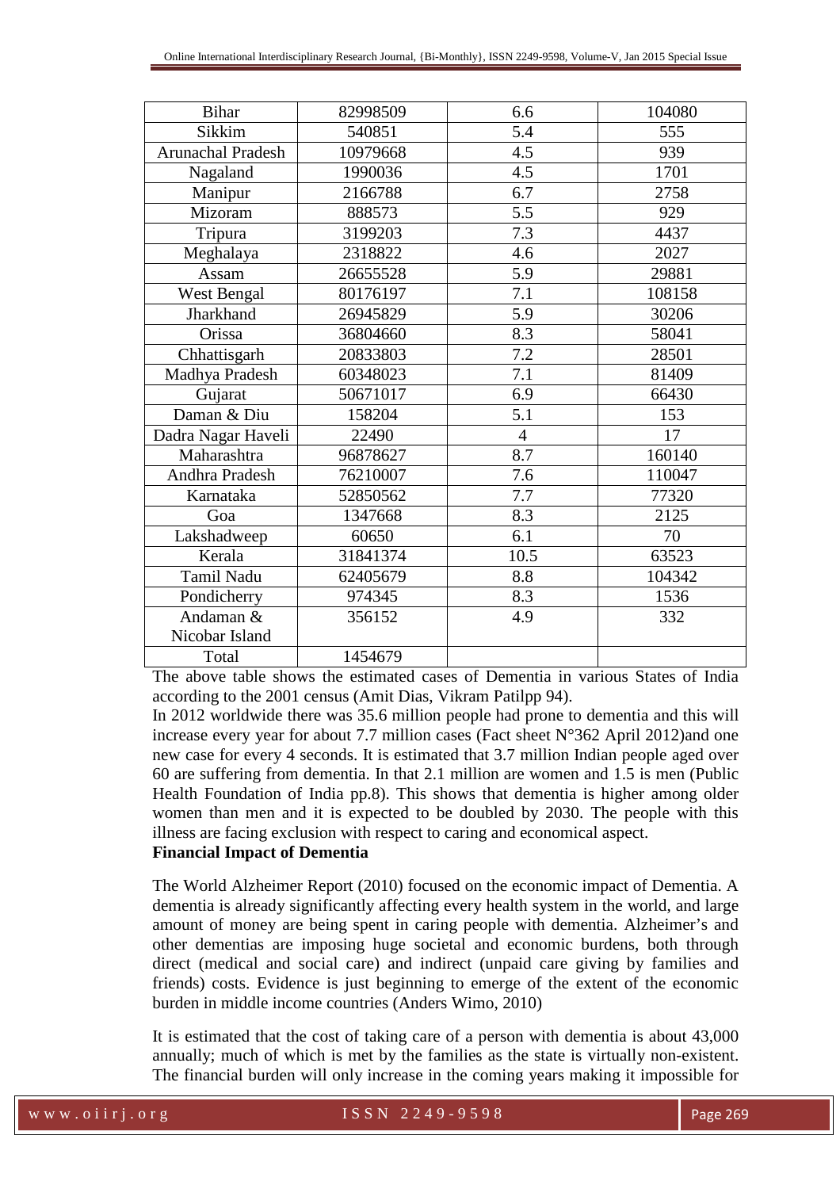| Bihar | 82998509 | 6.6 | 104080 |
|---|---|---|---|
| Sikkim | 540851 | 5.4 | 555 |
| Arunachal Pradesh | 10979668 | 4.5 | 939 |
| Nagaland | 1990036 | 4.5 | 1701 |
| Manipur | 2166788 | 6.7 | 2758 |
| Mizoram | 888573 | 5.5 | 929 |
| Tripura | 3199203 | 7.3 | 4437 |
| Meghalaya | 2318822 | 4.6 | 2027 |
| Assam | 26655528 | 5.9 | 29881 |
| West Bengal | 80176197 | 7.1 | 108158 |
| Jharkhand | 26945829 | 5.9 | 30206 |
| Orissa | 36804660 | 8.3 | 58041 |
| Chhattisgarh | 20833803 | 7.2 | 28501 |
| Madhya Pradesh | 60348023 | 7.1 | 81409 |
| Gujarat | 50671017 | 6.9 | 66430 |
| Daman & Diu | 158204 | 5.1 | 153 |
| Dadra Nagar Haveli | 22490 | 4 | 17 |
| Maharashtra | 96878627 | 8.7 | 160140 |
| Andhra Pradesh | 76210007 | 7.6 | 110047 |
| Karnataka | 52850562 | 7.7 | 77320 |
| Goa | 1347668 | 8.3 | 2125 |
| Lakshadweep | 60650 | 6.1 | 70 |
| Kerala | 31841374 | 10.5 | 63523 |
| Tamil Nadu | 62405679 | 8.8 | 104342 |
| Pondicherry | 974345 | 8.3 | 1536 |
| Andaman & Nicobar Island | 356152 | 4.9 | 332 |
| Total | 1454679 | | |

The above table shows the estimated cases of Dementia in various States of India according to the 2001 census (Amit Dias, Vikram Patilpp 94).

In 2012 worldwide there was 35.6 million people had prone to dementia and this will increase every year for about 7.7 million cases (Fact sheet N°362 April 2012)and one new case for every 4 seconds. It is estimated that 3.7 million Indian people aged over 60 are suffering from dementia. In that 2.1 million are women and 1.5 is men (Public Health Foundation of India pp.8). This shows that dementia is higher among older women than men and it is expected to be doubled by 2030. The people with this illness are facing exclusion with respect to caring and economical aspect.

**Financial Impact of Dementia**

The World Alzheimer Report (2010) focused on the economic impact of Dementia. A dementia is already significantly affecting every health system in the world, and large amount of money are being spent in caring people with dementia. Alzheimer's and other dementias are imposing huge societal and economic burdens, both through direct (medical and social care) and indirect (unpaid care giving by families and friends) costs. Evidence is just beginning to emerge of the extent of the economic burden in middle income countries (Anders Wimo, 2010)

It is estimated that the cost of taking care of a person with dementia is about 43,000 annually; much of which is met by the families as the state is virtually non-existent. The financial burden will only increase in the coming years making it impossible for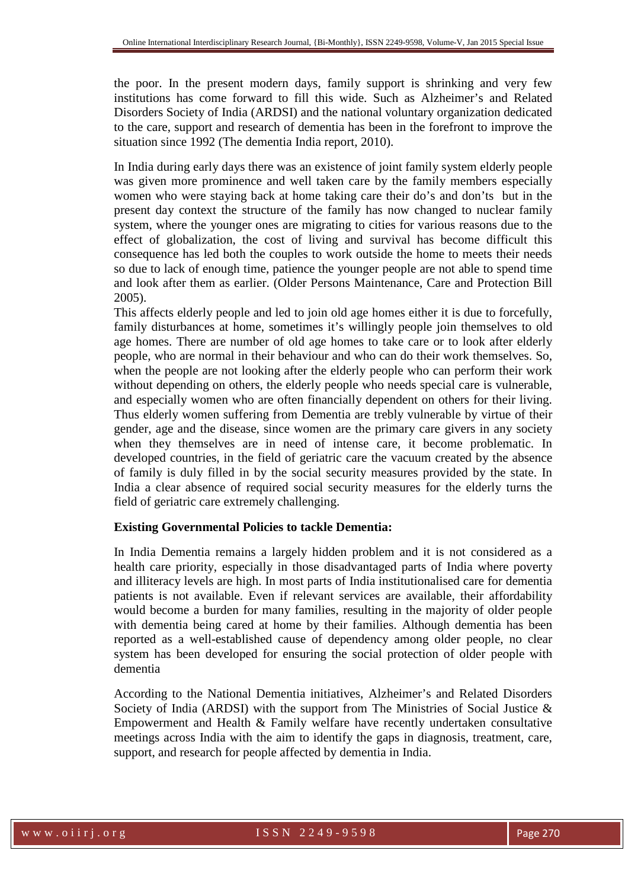the poor. In the present modern days, family support is shrinking and very few institutions has come forward to fill this wide. Such as Alzheimer's and Related Disorders Society of India (ARDSI) and the national voluntary organization dedicated to the care, support and research of dementia has been in the forefront to improve the situation since 1992 (The dementia India report, 2010).

In India during early days there was an existence of joint family system elderly people was given more prominence and well taken care by the family members especially women who were staying back at home taking care their do's and don'ts but in the present day context the structure of the family has now changed to nuclear family system, where the younger ones are migrating to cities for various reasons due to the effect of globalization, the cost of living and survival has become difficult this consequence has led both the couples to work outside the home to meets their needs so due to lack of enough time, patience the younger people are not able to spend time and look after them as earlier. (Older Persons Maintenance, Care and Protection Bill 2005).

This affects elderly people and led to join old age homes either it is due to forcefully, family disturbances at home, sometimes it's willingly people join themselves to old age homes. There are number of old age homes to take care or to look after elderly people, who are normal in their behaviour and who can do their work themselves. So, when the people are not looking after the elderly people who can perform their work without depending on others, the elderly people who needs special care is vulnerable, and especially women who are often financially dependent on others for their living. Thus elderly women suffering from Dementia are trebly vulnerable by virtue of their gender, age and the disease, since women are the primary care givers in any society when they themselves are in need of intense care, it become problematic. In developed countries, in the field of geriatric care the vacuum created by the absence of family is duly filled in by the social security measures provided by the state. In India a clear absence of required social security measures for the elderly turns the field of geriatric care extremely challenging.

**Existing Governmental Policies to tackle Dementia:**

In India Dementia remains a largely hidden problem and it is not considered as a health care priority, especially in those disadvantaged parts of India where poverty and illiteracy levels are high. In most parts of India institutionalised care for dementia patients is not available. Even if relevant services are available, their affordability would become a burden for many families, resulting in the majority of older people with dementia being cared at home by their families. Although dementia has been reported as a well-established cause of dependency among older people, no clear system has been developed for ensuring the social protection of older people with dementia

According to the National Dementia initiatives, Alzheimer's and Related Disorders Society of India (ARDSI) with the support from The Ministries of Social Justice & Empowerment and Health & Family welfare have recently undertaken consultative meetings across India with the aim to identify the gaps in diagnosis, treatment, care, support, and research for people affected by dementia in India.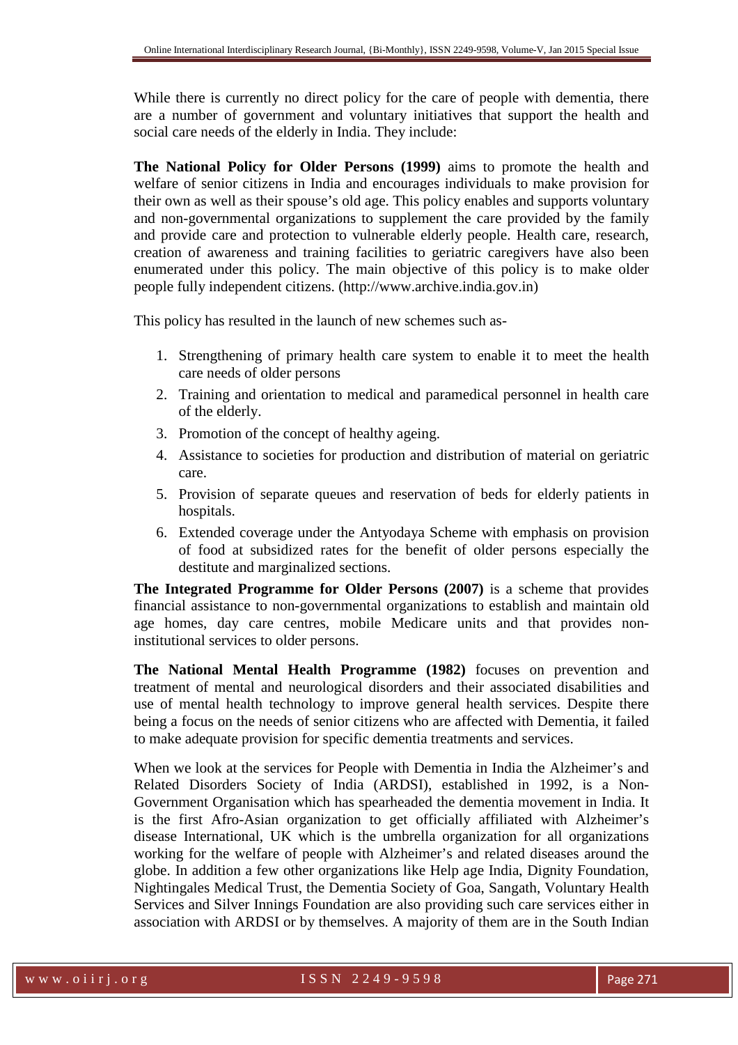While there is currently no direct policy for the care of people with dementia, there are a number of government and voluntary initiatives that support the health and social care needs of the elderly in India. They include:

**The National Policy for Older Persons (1999)** aims to promote the health and welfare of senior citizens in India and encourages individuals to make provision for their own as well as their spouse's old age. This policy enables and supports voluntary and non-governmental organizations to supplement the care provided by the family and provide care and protection to vulnerable elderly people. Health care, research, creation of awareness and training facilities to geriatric caregivers have also been enumerated under this policy. The main objective of this policy is to make older people fully independent citizens. (http://www.archive.india.gov.in)

This policy has resulted in the launch of new schemes such as-

1. Strengthening of primary health care system to enable it to meet the health care needs of older persons
2. Training and orientation to medical and paramedical personnel in health care of the elderly.
3. Promotion of the concept of healthy ageing.
4. Assistance to societies for production and distribution of material on geriatric care.
5. Provision of separate queues and reservation of beds for elderly patients in hospitals.
6. Extended coverage under the Antyodaya Scheme with emphasis on provision of food at subsidized rates for the benefit of older persons especially the destitute and marginalized sections.

**The Integrated Programme for Older Persons (2007)** is a scheme that provides financial assistance to non-governmental organizations to establish and maintain old age homes, day care centres, mobile Medicare units and that provides non-institutional services to older persons.

**The National Mental Health Programme (1982)** focuses on prevention and treatment of mental and neurological disorders and their associated disabilities and use of mental health technology to improve general health services. Despite there being a focus on the needs of senior citizens who are affected with Dementia, it failed to make adequate provision for specific dementia treatments and services.

When we look at the services for People with Dementia in India the Alzheimer's and Related Disorders Society of India (ARDSI), established in 1992, is a Non-Government Organisation which has spearheaded the dementia movement in India. It is the first Afro-Asian organization to get officially affiliated with Alzheimer's disease International, UK which is the umbrella organization for all organizations working for the welfare of people with Alzheimer's and related diseases around the globe. In addition a few other organizations like Help age India, Dignity Foundation, Nightingales Medical Trust, the Dementia Society of Goa, Sangath, Voluntary Health Services and Silver Innings Foundation are also providing such care services either in association with ARDSI or by themselves. A majority of them are in the South Indian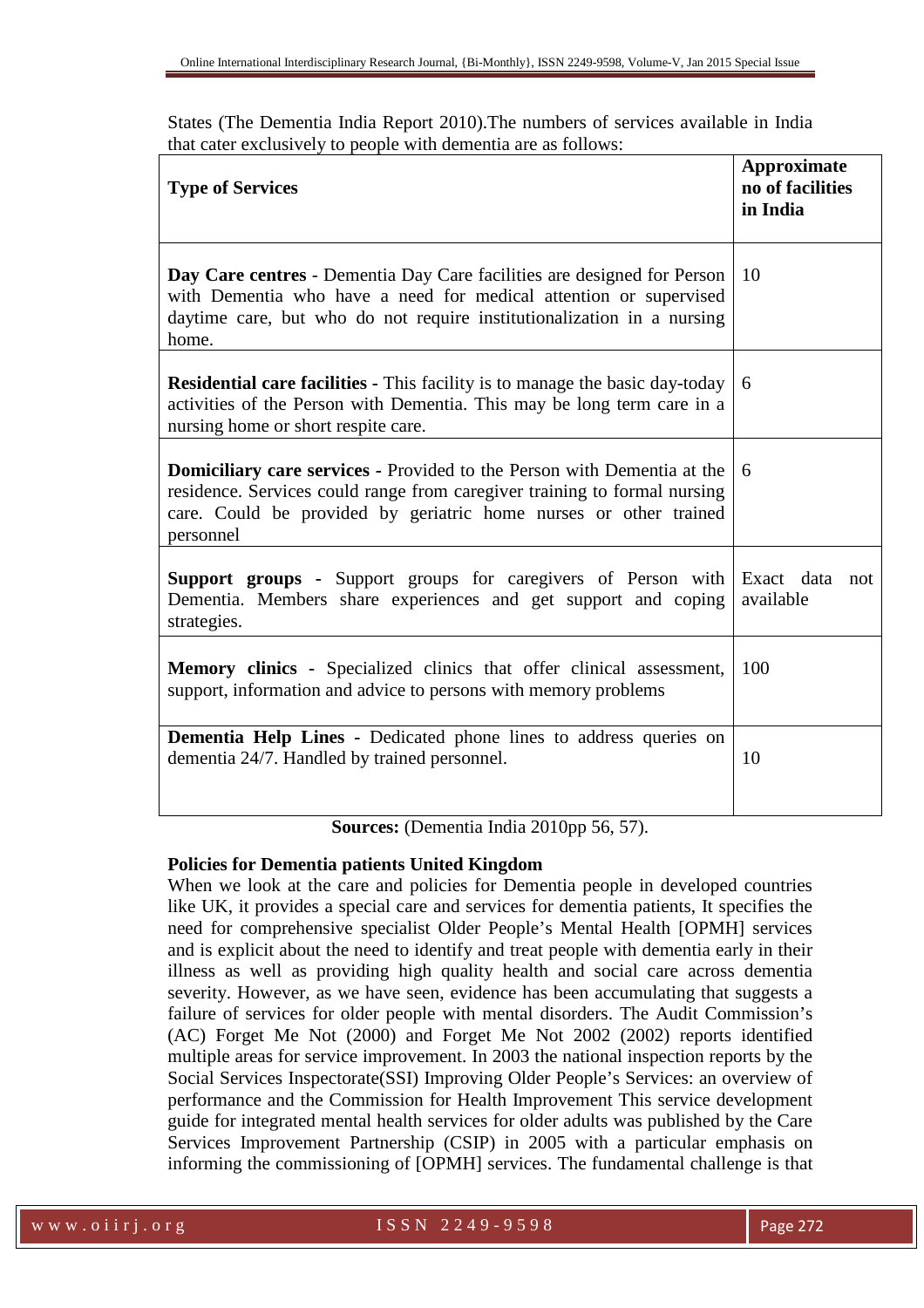States (The Dementia India Report 2010).The numbers of services available in India that cater exclusively to people with dementia are as follows:

| **Type of Services** | **Approximate no of facilities in India** |
|---|---|
| **Day Care centres** - Dementia Day Care facilities are designed for Person with Dementia who have a need for medical attention or supervised daytime care, but who do not require institutionalization in a nursing home. | 10 |
| **Residential care facilities** - This facility is to manage the basic day-today activities of the Person with Dementia. This may be long term care in a nursing home or short respite care. | 6 |
| **Domiciliary care services** - Provided to the Person with Dementia at the residence. Services could range from caregiver training to formal nursing care. Could be provided by geriatric home nurses or other trained personnel | 6 |
| **Support groups** - Support groups for caregivers of Person with Dementia. Members share experiences and get support and coping strategies. | Exact data not available |
| **Memory clinics** - Specialized clinics that offer clinical assessment, support, information and advice to persons with memory problems | 100 |
| **Dementia Help Lines** - Dedicated phone lines to address queries on dementia 24/7. Handled by trained personnel. | 10 |

**Sources:** (Dementia India 2010pp 56, 57).

**Policies for Dementia patients United Kingdom**

When we look at the care and policies for Dementia people in developed countries like UK, it provides a special care and services for dementia patients, It specifies the need for comprehensive specialist Older People's Mental Health [OPMH] services and is explicit about the need to identify and treat people with dementia early in their illness as well as providing high quality health and social care across dementia severity. However, as we have seen, evidence has been accumulating that suggests a failure of services for older people with mental disorders. The Audit Commission's (AC) Forget Me Not (2000) and Forget Me Not 2002 (2002) reports identified multiple areas for service improvement. In 2003 the national inspection reports by the Social Services Inspectorate(SSI) Improving Older People's Services: an overview of performance and the Commission for Health Improvement This service development guide for integrated mental health services for older adults was published by the Care Services Improvement Partnership (CSIP) in 2005 with a particular emphasis on informing the commissioning of [OPMH] services. The fundamental challenge is that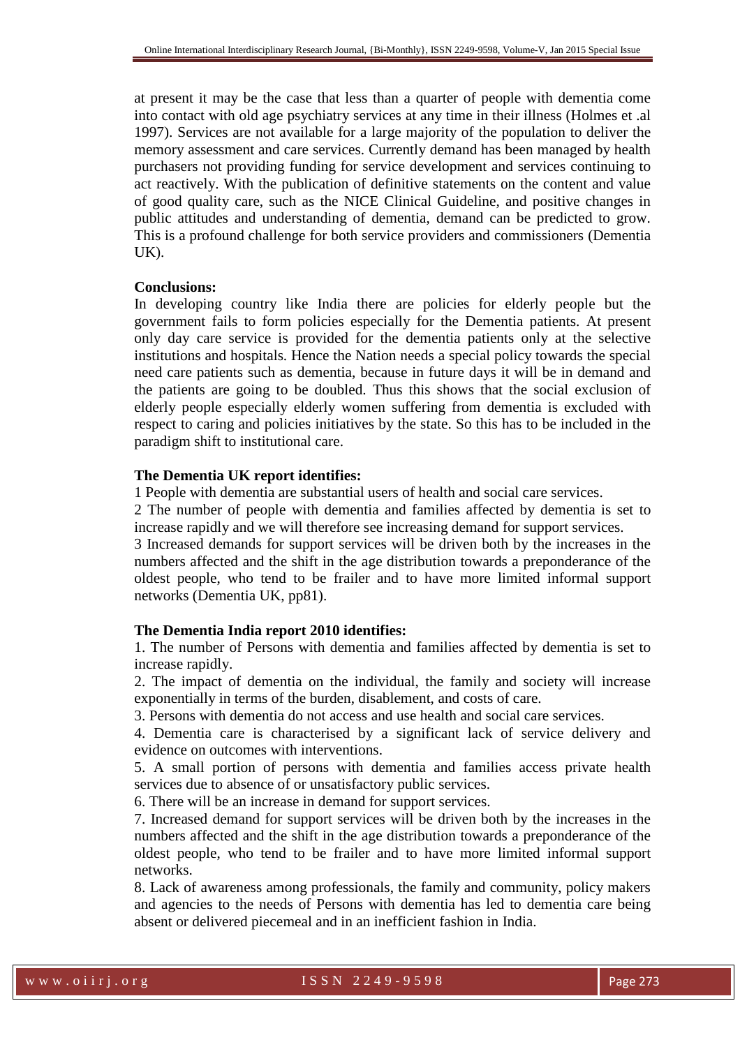at present it may be the case that less than a quarter of people with dementia come into contact with old age psychiatry services at any time in their illness (Holmes et .al 1997). Services are not available for a large majority of the population to deliver the memory assessment and care services. Currently demand has been managed by health purchasers not providing funding for service development and services continuing to act reactively. With the publication of definitive statements on the content and value of good quality care, such as the NICE Clinical Guideline, and positive changes in public attitudes and understanding of dementia, demand can be predicted to grow. This is a profound challenge for both service providers and commissioners (Dementia UK).

**Conclusions:**

In developing country like India there are policies for elderly people but the government fails to form policies especially for the Dementia patients. At present only day care service is provided for the dementia patients only at the selective institutions and hospitals. Hence the Nation needs a special policy towards the special need care patients such as dementia, because in future days it will be in demand and the patients are going to be doubled. Thus this shows that the social exclusion of elderly people especially elderly women suffering from dementia is excluded with respect to caring and policies initiatives by the state. So this has to be included in the paradigm shift to institutional care.

**The Dementia UK report identifies:**

1 People with dementia are substantial users of health and social care services.

2 The number of people with dementia and families affected by dementia is set to increase rapidly and we will therefore see increasing demand for support services.

3 Increased demands for support services will be driven both by the increases in the numbers affected and the shift in the age distribution towards a preponderance of the oldest people, who tend to be frailer and to have more limited informal support networks (Dementia UK, pp81).

**The Dementia India report 2010 identifies:**

1. The number of Persons with dementia and families affected by dementia is set to increase rapidly.
2. The impact of dementia on the individual, the family and society will increase exponentially in terms of the burden, disablement, and costs of care.
3. Persons with dementia do not access and use health and social care services.
4. Dementia care is characterised by a significant lack of service delivery and evidence on outcomes with interventions.
5. A small portion of persons with dementia and families access private health services due to absence of or unsatisfactory public services.
6. There will be an increase in demand for support services.
7. Increased demand for support services will be driven both by the increases in the numbers affected and the shift in the age distribution towards a preponderance of the oldest people, who tend to be frailer and to have more limited informal support networks.
8. Lack of awareness among professionals, the family and community, policy makers and agencies to the needs of Persons with dementia has led to dementia care being absent or delivered piecemeal and in an inefficient fashion in India.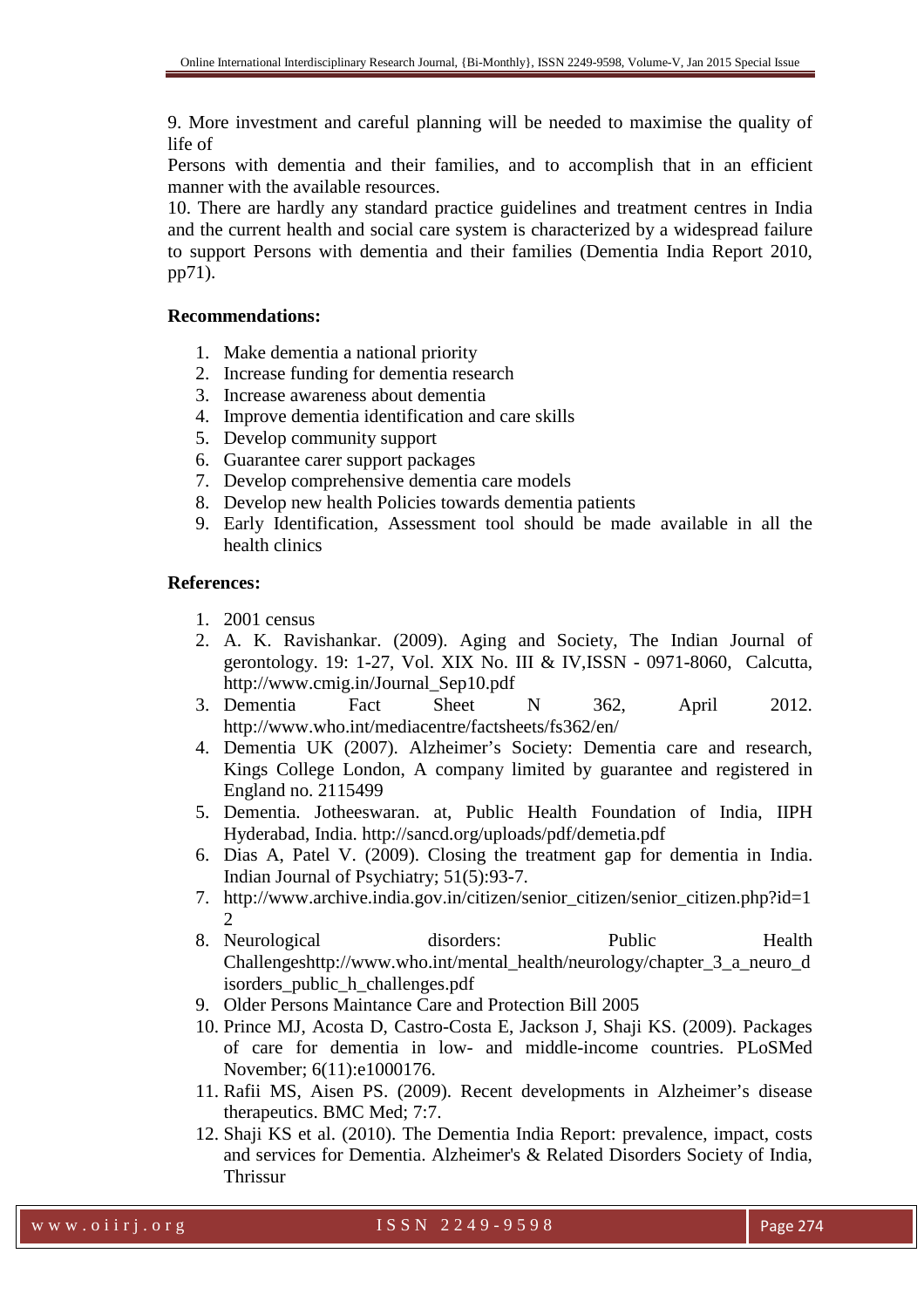9. More investment and careful planning will be needed to maximise the quality of life of
Persons with dementia and their families, and to accomplish that in an efficient manner with the available resources.
10. There are hardly any standard practice guidelines and treatment centres in India and the current health and social care system is characterized by a widespread failure to support Persons with dementia and their families (Dementia India Report 2010, pp71).

**Recommendations:**

1. Make dementia a national priority
2. Increase funding for dementia research
3. Increase awareness about dementia
4. Improve dementia identification and care skills
5. Develop community support
6. Guarantee carer support packages
7. Develop comprehensive dementia care models
8. Develop new health Policies towards dementia patients
9. Early Identification, Assessment tool should be made available in all the health clinics

**References:**

1. 2001 census
2. A. K. Ravishankar. (2009). Aging and Society, The Indian Journal of gerontology. 19: 1-27, Vol. XIX No. III & IV,ISSN - 0971-8060, Calcutta, http://www.cmig.in/Journal_Sep10.pdf
3. Dementia Fact Sheet N 362, April 2012. http://www.who.int/mediacentre/factsheets/fs362/en/
4. Dementia UK (2007). Alzheimer's Society: Dementia care and research, Kings College London, A company limited by guarantee and registered in England no. 2115499
5. Dementia. Jotheeswaran. at, Public Health Foundation of India, IIPH Hyderabad, India. http://sancd.org/uploads/pdf/demetia.pdf
6. Dias A, Patel V. (2009). Closing the treatment gap for dementia in India. Indian Journal of Psychiatry; 51(5):93-7.
7. http://www.archive.india.gov.in/citizen/senior_citizen/senior_citizen.php?id=12
8. Neurological disorders: Public Health Challengeshttp://www.who.int/mental_health/neurology/chapter_3_a_neuro_disorders_public_h_challenges.pdf
9. Older Persons Maintance Care and Protection Bill 2005
10. Prince MJ, Acosta D, Castro-Costa E, Jackson J, Shaji KS. (2009). Packages of care for dementia in low- and middle-income countries. PLoSMed November; 6(11):e1000176.
11. Rafii MS, Aisen PS. (2009). Recent developments in Alzheimer's disease therapeutics. BMC Med; 7:7.
12. Shaji KS et al. (2010). The Dementia India Report: prevalence, impact, costs and services for Dementia. Alzheimer's & Related Disorders Society of India, Thrissur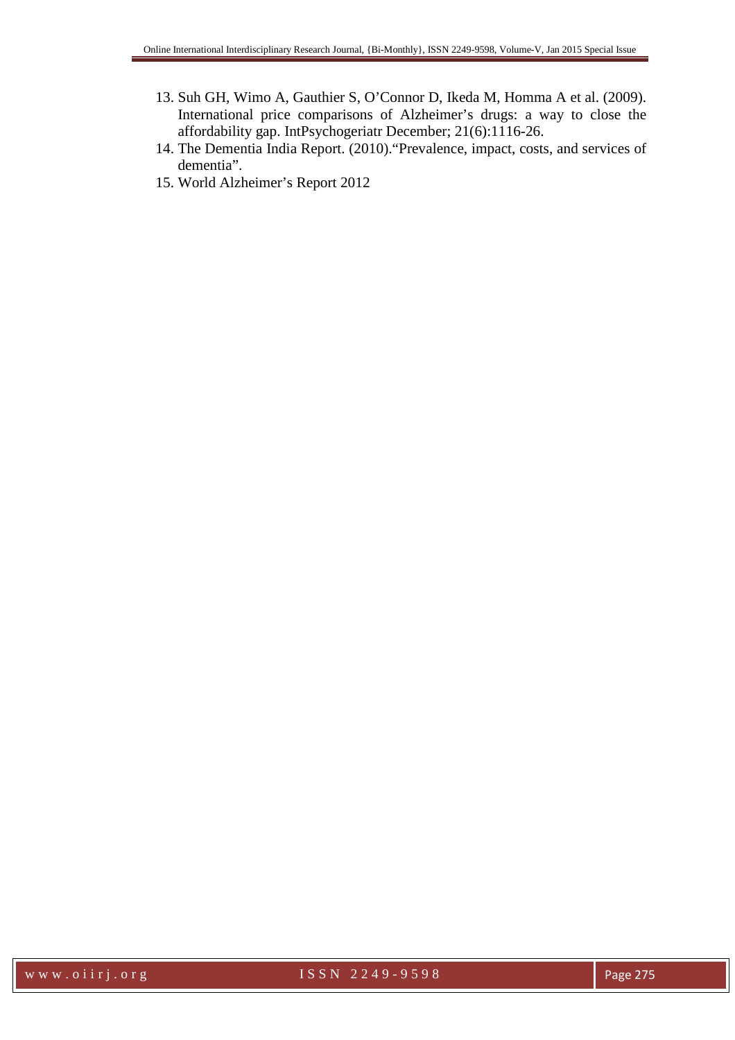13. Suh GH, Wimo A, Gauthier S, O'Connor D, Ikeda M, Homma A et al. (2009). International price comparisons of Alzheimer's drugs: a way to close the affordability gap. IntPsychogeriatr December; 21(6):1116-26.
14. The Dementia India Report. (2010)."Prevalence, impact, costs, and services of dementia".
15. World Alzheimer's Report 2012